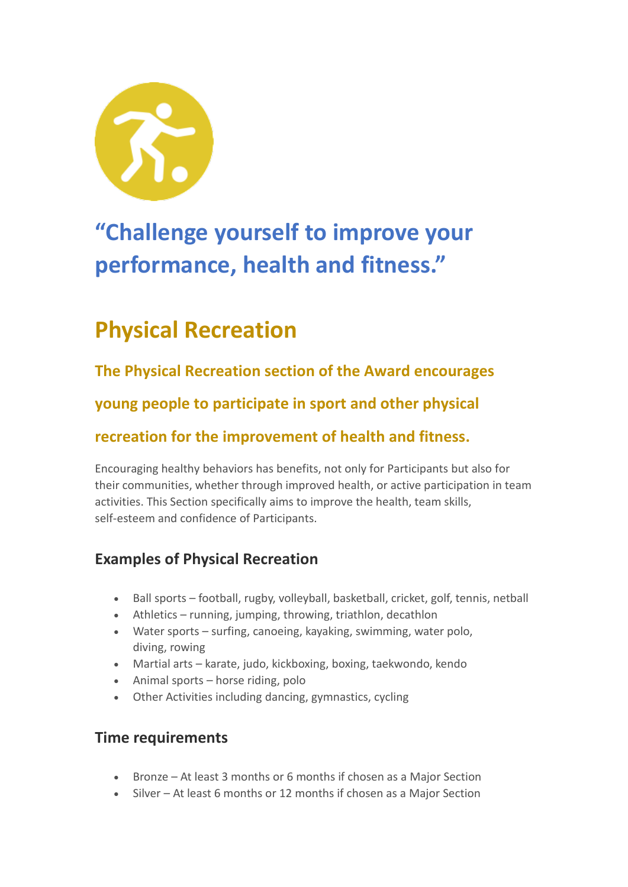## “Challenge yourself to improve your performance, health and fitness.”

# Physical Recreation

### The Physical Recreation section of the Award encourages young people to participate in sport and other physical recreation for the improvement of health and fitness.

Encouraging healthy behaviors has benefits, not only for Participants but also for their communities, whether through improved health, or active participation in team activities. This Section specifically aims to improve the health, team skills, self-esteem and confidence of Participants.

### Examples of Physical Recreation

- Ball sports – football, rugby, volleyball, basketball, cricket, golf, tennis, netball
- Athletics – running, jumping, throwing, triathlon, decathlon
- Water sports – surfing, canoeing, kayaking, swimming, water polo, diving, rowing
- Martial arts – karate, judo, kickboxing, boxing, taekwondo, kendo
- Animal sports – horse riding, polo
- Other Activities including dancing, gymnastics, cycling

### Time requirements

- Bronze – At least 3 months or 6 months if chosen as a Major Section
- Silver – At least 6 months or 12 months if chosen as a Major Section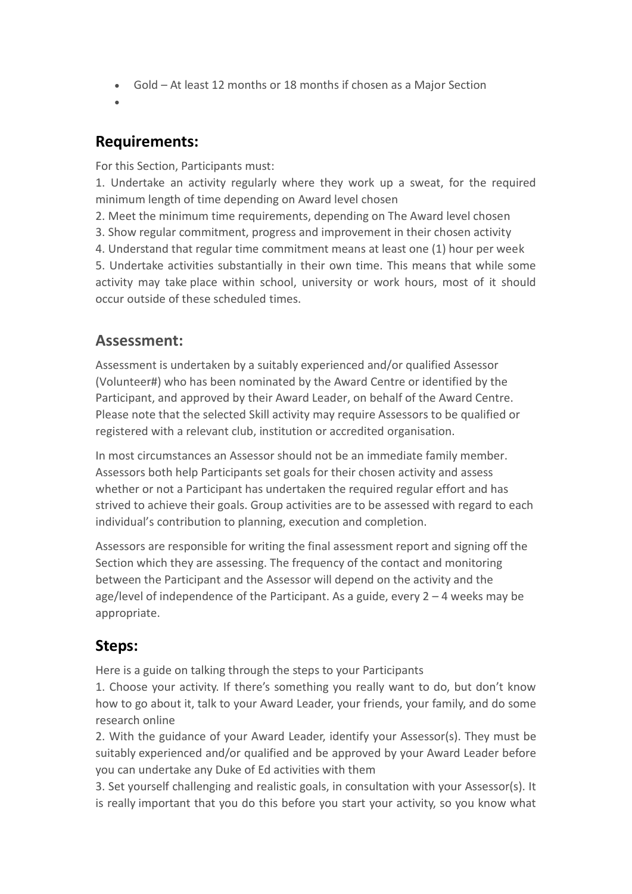- Gold – At least 12 months or 18 months if chosen as a Major Section
-

## Requirements:

For this Section, Participants must:

1. Undertake an activity regularly where they work up a sweat, for the required minimum length of time depending on Award level chosen
2. Meet the minimum time requirements, depending on The Award level chosen
3. Show regular commitment, progress and improvement in their chosen activity
4. Understand that regular time commitment means at least one (1) hour per week
5. Undertake activities substantially in their own time. This means that while some activity may take place within school, university or work hours, most of it should occur outside of these scheduled times.

## Assessment:

Assessment is undertaken by a suitably experienced and/or qualified Assessor (Volunteer#) who has been nominated by the Award Centre or identified by the Participant, and approved by their Award Leader, on behalf of the Award Centre. Please note that the selected Skill activity may require Assessors to be qualified or registered with a relevant club, institution or accredited organisation.

In most circumstances an Assessor should not be an immediate family member. Assessors both help Participants set goals for their chosen activity and assess whether or not a Participant has undertaken the required regular effort and has strived to achieve their goals. Group activities are to be assessed with regard to each individual's contribution to planning, execution and completion.

Assessors are responsible for writing the final assessment report and signing off the Section which they are assessing. The frequency of the contact and monitoring between the Participant and the Assessor will depend on the activity and the age/level of independence of the Participant. As a guide, every 2 – 4 weeks may be appropriate.

## Steps:

Here is a guide on talking through the steps to your Participants

1. Choose your activity. If there's something you really want to do, but don't know how to go about it, talk to your Award Leader, your friends, your family, and do some research online
2. With the guidance of your Award Leader, identify your Assessor(s). They must be suitably experienced and/or qualified and be approved by your Award Leader before you can undertake any Duke of Ed activities with them
3. Set yourself challenging and realistic goals, in consultation with your Assessor(s). It is really important that you do this before you start your activity, so you know what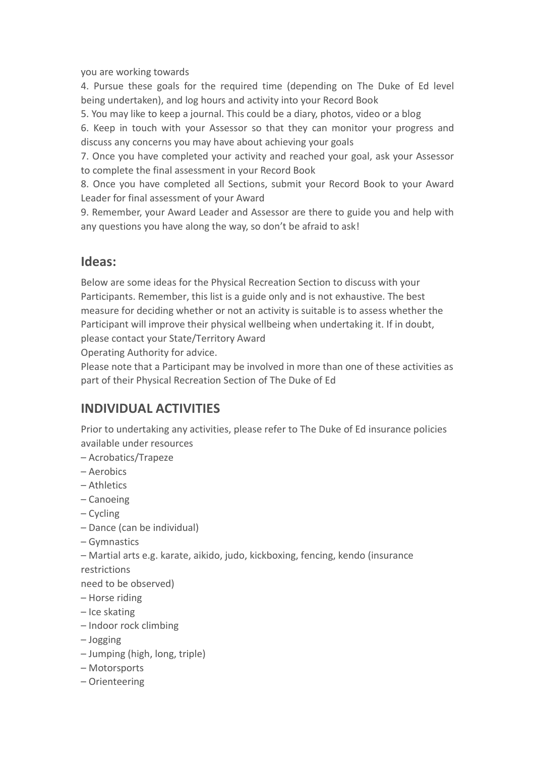you are working towards

4. Pursue these goals for the required time (depending on The Duke of Ed level being undertaken), and log hours and activity into your Record Book
5. You may like to keep a journal. This could be a diary, photos, video or a blog
6. Keep in touch with your Assessor so that they can monitor your progress and discuss any concerns you may have about achieving your goals
7. Once you have completed your activity and reached your goal, ask your Assessor to complete the final assessment in your Record Book
8. Once you have completed all Sections, submit your Record Book to your Award Leader for final assessment of your Award
9. Remember, your Award Leader and Assessor are there to guide you and help with any questions you have along the way, so don't be afraid to ask!

## Ideas:

Below are some ideas for the Physical Recreation Section to discuss with your Participants. Remember, this list is a guide only and is not exhaustive. The best measure for deciding whether or not an activity is suitable is to assess whether the Participant will improve their physical wellbeing when undertaking it. If in doubt, please contact your State/Territory Award Operating Authority for advice.

Please note that a Participant may be involved in more than one of these activities as part of their Physical Recreation Section of The Duke of Ed

## INDIVIDUAL ACTIVITIES

Prior to undertaking any activities, please refer to The Duke of Ed insurance policies available under resources

– Acrobatics/Trapeze
– Aerobics
– Athletics
– Canoeing
– Cycling
– Dance (can be individual)
– Gymnastics
– Martial arts e.g. karate, aikido, judo, kickboxing, fencing, kendo (insurance restrictions need to be observed)
– Horse riding
– Ice skating
– Indoor rock climbing
– Jogging
– Jumping (high, long, triple)
– Motorsports
– Orienteering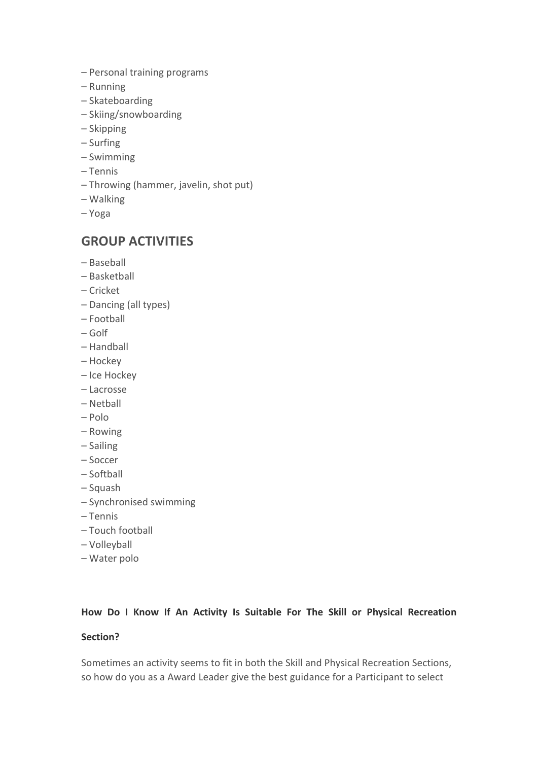– Personal training programs
– Running
– Skateboarding
– Skiing/snowboarding
– Skipping
– Surfing
– Swimming
– Tennis
– Throwing (hammer, javelin, shot put)
– Walking
– Yoga

## GROUP ACTIVITIES

– Baseball
– Basketball
– Cricket
– Dancing (all types)
– Football
– Golf
– Handball
– Hockey
– Ice Hockey
– Lacrosse
– Netball
– Polo
– Rowing
– Sailing
– Soccer
– Softball
– Squash
– Synchronised swimming
– Tennis
– Touch football
– Volleyball
– Water polo

**How Do I Know If An Activity Is Suitable For The Skill or Physical Recreation Section?**

Sometimes an activity seems to fit in both the Skill and Physical Recreation Sections, so how do you as a Award Leader give the best guidance for a Participant to select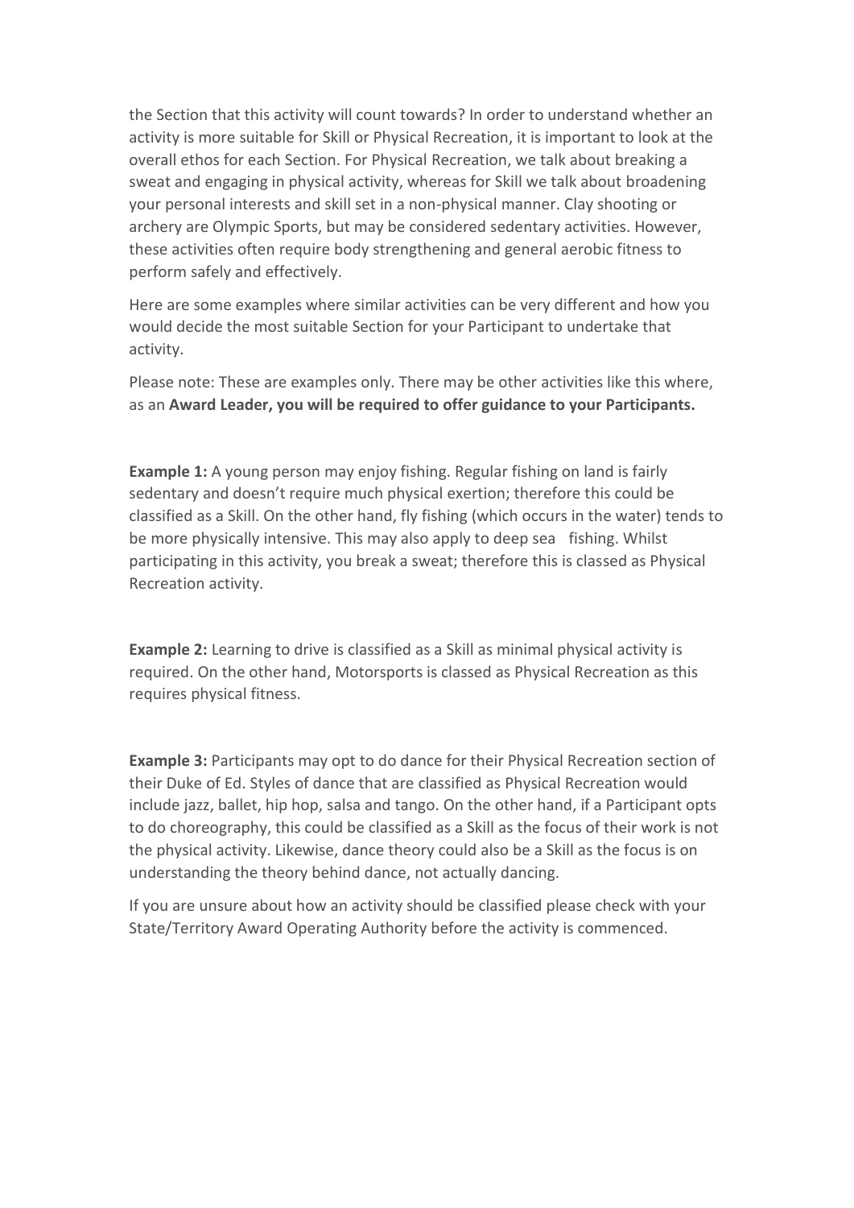the Section that this activity will count towards? In order to understand whether an activity is more suitable for Skill or Physical Recreation, it is important to look at the overall ethos for each Section. For Physical Recreation, we talk about breaking a sweat and engaging in physical activity, whereas for Skill we talk about broadening your personal interests and skill set in a non-physical manner. Clay shooting or archery are Olympic Sports, but may be considered sedentary activities. However, these activities often require body strengthening and general aerobic fitness to perform safely and effectively.

Here are some examples where similar activities can be very different and how you would decide the most suitable Section for your Participant to undertake that activity.

Please note: These are examples only. There may be other activities like this where, as an **Award Leader, you will be required to offer guidance to your Participants.**

**Example 1:** A young person may enjoy fishing. Regular fishing on land is fairly sedentary and doesn't require much physical exertion; therefore this could be classified as a Skill. On the other hand, fly fishing (which occurs in the water) tends to be more physically intensive. This may also apply to deep sea fishing. Whilst participating in this activity, you break a sweat; therefore this is classed as Physical Recreation activity.

**Example 2:** Learning to drive is classified as a Skill as minimal physical activity is required. On the other hand, Motorsports is classed as Physical Recreation as this requires physical fitness.

**Example 3:** Participants may opt to do dance for their Physical Recreation section of their Duke of Ed. Styles of dance that are classified as Physical Recreation would include jazz, ballet, hip hop, salsa and tango. On the other hand, if a Participant opts to do choreography, this could be classified as a Skill as the focus of their work is not the physical activity. Likewise, dance theory could also be a Skill as the focus is on understanding the theory behind dance, not actually dancing.

If you are unsure about how an activity should be classified please check with your State/Territory Award Operating Authority before the activity is commenced.